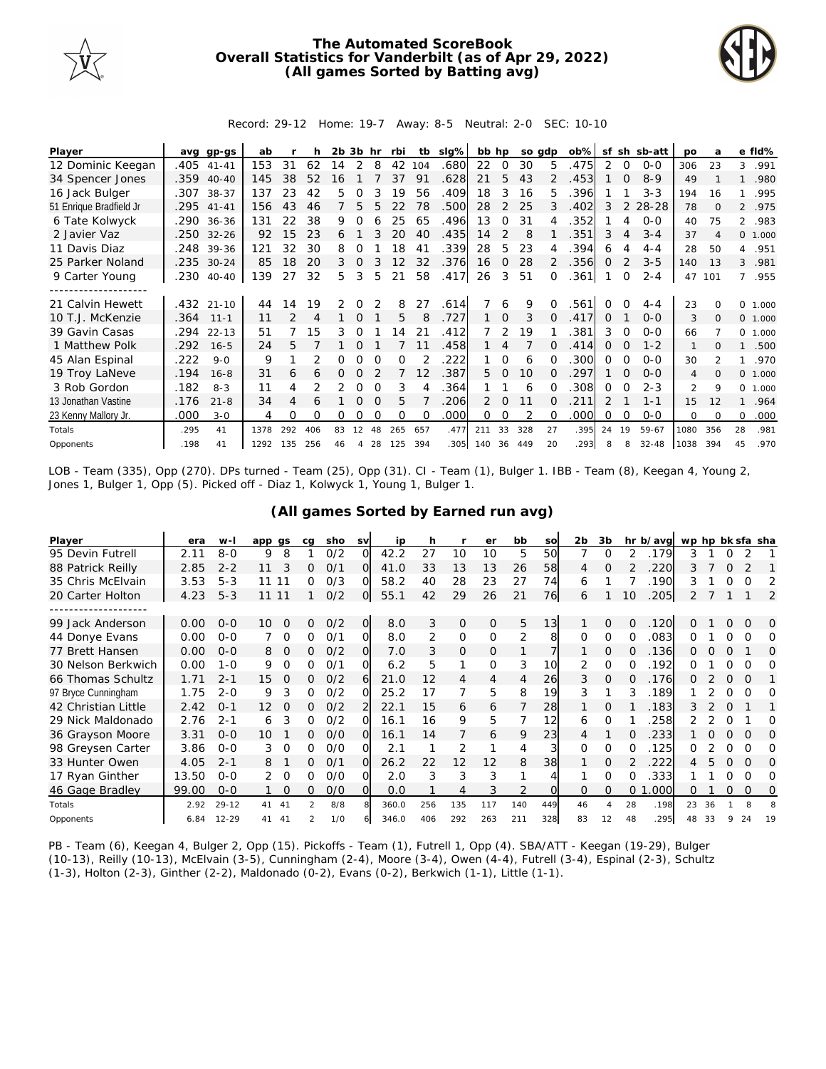# The Automated ScoreBook
## Overall Statistics for Vanderbilt (as of Apr 29, 2022)
## (All games Sorted by Batting avg)

Record: 29-12 Home: 19-7 Away: 8-5 Neutral: 2-0 SEC: 10-10

| Player | avg | gp-gs | ab | r | h | 2b | 3b | hr | rbi | tb | slg% | bb | hp | so | gdp | ob% | sf | sh | sb-att | po | a | e | fld% |
|---|---|---|---|---|---|---|---|---|---|---|---|---|---|---|---|---|---|---|---|---|---|---|---|
| 12 Dominic Keegan | .405 | 41-41 | 153 | 31 | 62 | 14 | 2 | 8 | 42 | 104 | .680 | 22 | 0 | 30 | 5 | .475 | 2 | 0 | 0-0 | 306 | 23 | 3 | .991 |
| 34 Spencer Jones | .359 | 40-40 | 145 | 38 | 52 | 16 | 1 | 7 | 37 | 91 | .628 | 21 | 5 | 43 | 2 | .453 | 1 | 0 | 8-9 | 49 | 1 | 1 | .980 |
| 16 Jack Bulger | .307 | 38-37 | 137 | 23 | 42 | 5 | 0 | 3 | 19 | 56 | .409 | 18 | 3 | 16 | 5 | .396 | 1 | 1 | 3-3 | 194 | 16 | 1 | .995 |
| 51 Enrique Bradfield Jr | .295 | 41-41 | 156 | 43 | 46 | 7 | 5 | 5 | 22 | 78 | .500 | 28 | 2 | 25 | 3 | .402 | 3 | 2 | 28-28 | 78 | 0 | 2 | .975 |
| 6 Tate Kolwyck | .290 | 36-36 | 131 | 22 | 38 | 9 | 0 | 6 | 25 | 65 | .496 | 13 | 0 | 31 | 4 | .352 | 1 | 4 | 0-0 | 40 | 75 | 2 | .983 |
| 2 Javier Vaz | .250 | 32-26 | 92 | 15 | 23 | 6 | 1 | 3 | 20 | 40 | .435 | 14 | 2 | 8 | 1 | .351 | 3 | 4 | 3-4 | 37 | 4 | 0 | 1.000 |
| 11 Davis Diaz | .248 | 39-36 | 121 | 32 | 30 | 8 | 0 | 1 | 18 | 41 | .339 | 28 | 5 | 23 | 4 | .394 | 6 | 4 | 4-4 | 28 | 50 | 4 | .951 |
| 25 Parker Noland | .235 | 30-24 | 85 | 18 | 20 | 3 | 0 | 3 | 12 | 32 | .376 | 16 | 0 | 28 | 2 | .356 | 0 | 2 | 3-5 | 140 | 13 | 3 | .981 |
| 9 Carter Young | .230 | 40-40 | 139 | 27 | 32 | 5 | 3 | 5 | 21 | 58 | .417 | 26 | 3 | 51 | 0 | .361 | 1 | 0 | 2-4 | 47 | 101 | 7 | .955 |
| 21 Calvin Hewett | .432 | 21-10 | 44 | 14 | 19 | 2 | 0 | 2 | 8 | 27 | .614 | 7 | 6 | 9 | 0 | .561 | 0 | 0 | 4-4 | 23 | 0 | 0 | 1.000 |
| 10 T.J. McKenzie | .364 | 11-1 | 11 | 2 | 4 | 1 | 0 | 1 | 5 | 8 | .727 | 1 | 0 | 3 | 0 | .417 | 0 | 1 | 0-0 | 3 | 0 | 0 | 1.000 |
| 39 Gavin Casas | .294 | 22-13 | 51 | 7 | 15 | 3 | 0 | 1 | 14 | 21 | .412 | 7 | 2 | 19 | 1 | .381 | 3 | 0 | 0-0 | 66 | 7 | 0 | 1.000 |
| 1 Matthew Polk | .292 | 16-5 | 24 | 5 | 7 | 1 | 0 | 1 | 7 | 11 | .458 | 1 | 4 | 7 | 0 | .414 | 0 | 0 | 1-2 | 1 | 0 | 1 | .500 |
| 45 Alan Espinal | .222 | 9-0 | 9 | 1 | 2 | 0 | 0 | 0 | 0 | 2 | .222 | 1 | 0 | 6 | 0 | .300 | 0 | 0 | 0-0 | 30 | 2 | 1 | .970 |
| 19 Troy LaNeve | .194 | 16-8 | 31 | 6 | 6 | 0 | 0 | 2 | 7 | 12 | .387 | 5 | 0 | 10 | 0 | .297 | 1 | 0 | 0-0 | 4 | 0 | 0 | 1.000 |
| 3 Rob Gordon | .182 | 8-3 | 11 | 4 | 2 | 2 | 0 | 0 | 3 | 4 | .364 | 1 | 1 | 6 | 0 | .308 | 0 | 0 | 2-3 | 2 | 9 | 0 | 1.000 |
| 13 Jonathan Vastine | .176 | 21-8 | 34 | 4 | 6 | 1 | 0 | 0 | 5 | 7 | .206 | 2 | 0 | 11 | 0 | .211 | 2 | 1 | 1-1 | 15 | 12 | 1 | .964 |
| 23 Kenny Mallory Jr. | .000 | 3-0 | 4 | 0 | 0 | 0 | 0 | 0 | 0 | 0 | .000 | 0 | 0 | 2 | 0 | .000 | 0 | 0 | 0-0 | 0 | 0 | 0 | .000 |
| Totals | .295 | 41 | 1378 | 292 | 406 | 83 | 12 | 48 | 265 | 657 | .477 | 211 | 33 | 328 | 27 | .395 | 24 | 19 | 59-67 | 1080 | 356 | 28 | .981 |
| Opponents | .198 | 41 | 1292 | 135 | 256 | 46 | 4 | 28 | 125 | 394 | .305 | 140 | 36 | 449 | 20 | .293 | 8 | 8 | 32-48 | 1038 | 394 | 45 | .970 |

LOB - Team (335), Opp (270). DPs turned - Team (25), Opp (31). CI - Team (1), Bulger 1. IBB - Team (8), Keegan 4, Young 2, Jones 1, Bulger 1, Opp (5). Picked off - Diaz 1, Kolwyck 1, Young 1, Bulger 1.

## (All games Sorted by Earned run avg)

| Player | era | w-l | app | gs | cg | sho | sv | ip | h | r | er | bb | so | 2b | 3b | hr | b/avg | wp | hp | bk | sfa | sha |
|---|---|---|---|---|---|---|---|---|---|---|---|---|---|---|---|---|---|---|---|---|---|---|
| 95 Devin Futrell | 2.11 | 8-0 | 9 | 8 | 1 | 0/2 | 0 | 42.2 | 27 | 10 | 10 | 5 | 50 | 7 | 0 | 2 | .179 | 3 | 1 | 0 | 2 | 1 |
| 88 Patrick Reilly | 2.85 | 2-2 | 11 | 3 | 0 | 0/1 | 0 | 41.0 | 33 | 13 | 13 | 26 | 58 | 4 | 0 | 2 | .220 | 3 | 7 | 0 | 2 | 1 |
| 35 Chris McElvain | 3.53 | 5-3 | 11 | 11 | 0 | 0/3 | 0 | 58.2 | 40 | 28 | 23 | 27 | 74 | 6 | 1 | 7 | .190 | 3 | 1 | 0 | 0 | 2 |
| 20 Carter Holton | 4.23 | 5-3 | 11 | 11 | 1 | 0/2 | 0 | 55.1 | 42 | 29 | 26 | 21 | 76 | 6 | 1 | 10 | .205 | 2 | 7 | 1 | 1 | 2 |
| 99 Jack Anderson | 0.00 | 0-0 | 10 | 0 | 0 | 0/2 | 0 | 8.0 | 3 | 0 | 0 | 5 | 13 | 1 | 0 | 0 | .120 | 0 | 1 | 0 | 0 | 0 |
| 44 Donye Evans | 0.00 | 0-0 | 7 | 0 | 0 | 0/1 | 0 | 8.0 | 2 | 0 | 0 | 2 | 8 | 0 | 0 | 0 | .083 | 0 | 1 | 0 | 0 | 0 |
| 77 Brett Hansen | 0.00 | 0-0 | 8 | 0 | 0 | 0/2 | 0 | 7.0 | 3 | 0 | 0 | 1 | 7 | 1 | 0 | 0 | .136 | 0 | 0 | 0 | 1 | 0 |
| 30 Nelson Berkwich | 0.00 | 1-0 | 9 | 0 | 0 | 0/1 | 0 | 6.2 | 5 | 1 | 0 | 3 | 10 | 2 | 0 | 0 | .192 | 0 | 1 | 0 | 0 | 0 |
| 66 Thomas Schultz | 1.71 | 2-1 | 15 | 0 | 0 | 0/2 | 6 | 21.0 | 12 | 4 | 4 | 4 | 26 | 3 | 0 | 0 | .176 | 0 | 2 | 0 | 0 | 1 |
| 97 Bryce Cunningham | 1.75 | 2-0 | 9 | 3 | 0 | 0/2 | 0 | 25.2 | 17 | 7 | 5 | 8 | 19 | 3 | 1 | 3 | .189 | 1 | 2 | 0 | 0 | 0 |
| 42 Christian Little | 2.42 | 0-1 | 12 | 0 | 0 | 0/2 | 2 | 22.1 | 15 | 6 | 6 | 7 | 28 | 1 | 0 | 1 | .183 | 3 | 2 | 0 | 1 | 1 |
| 29 Nick Maldonado | 2.76 | 2-1 | 6 | 3 | 0 | 0/2 | 0 | 16.1 | 16 | 9 | 5 | 7 | 12 | 6 | 0 | 1 | .258 | 2 | 2 | 0 | 1 | 0 |
| 36 Grayson Moore | 3.31 | 0-0 | 10 | 1 | 0 | 0/0 | 0 | 16.1 | 14 | 7 | 6 | 9 | 23 | 4 | 1 | 0 | .233 | 1 | 0 | 0 | 0 | 0 |
| 98 Greysen Carter | 3.86 | 0-0 | 3 | 0 | 0 | 0/0 | 0 | 2.1 | 1 | 2 | 1 | 4 | 3 | 0 | 0 | 0 | .125 | 0 | 2 | 0 | 0 | 0 |
| 33 Hunter Owen | 4.05 | 2-1 | 8 | 1 | 0 | 0/1 | 0 | 26.2 | 22 | 12 | 12 | 8 | 38 | 1 | 0 | 2 | .222 | 4 | 5 | 0 | 0 | 0 |
| 17 Ryan Ginther | 13.50 | 0-0 | 2 | 0 | 0 | 0/0 | 0 | 2.0 | 3 | 3 | 3 | 1 | 4 | 1 | 0 | 0 | .333 | 1 | 1 | 0 | 0 | 0 |
| 46 Gage Bradley | 99.00 | 0-0 | 1 | 0 | 0 | 0/0 | 0 | 0.0 | 1 | 4 | 3 | 2 | 0 | 0 | 0 | 0 | 1.000 | 0 | 1 | 0 | 0 | 0 |
| Totals | 2.92 | 29-12 | 41 | 41 | 2 | 8/8 | 8 | 360.0 | 256 | 135 | 117 | 140 | 449 | 46 | 4 | 28 | .198 | 23 | 36 | 1 | 8 | 8 |
| Opponents | 6.84 | 12-29 | 41 | 41 | 2 | 1/0 | 6 | 346.0 | 406 | 292 | 263 | 211 | 328 | 83 | 12 | 48 | .295 | 48 | 33 | 9 | 24 | 19 |

PB - Team (6), Keegan 4, Bulger 2, Opp (15). Pickoffs - Team (1), Futrell 1, Opp (4). SBA/ATT - Keegan (19-29), Bulger (10-13), Reilly (10-13), McElvain (3-5), Cunningham (2-4), Moore (3-4), Owen (4-4), Futrell (3-4), Espinal (2-3), Schultz (1-3), Holton (2-3), Ginther (2-2), Maldonado (0-2), Evans (0-2), Berkwich (1-1), Little (1-1).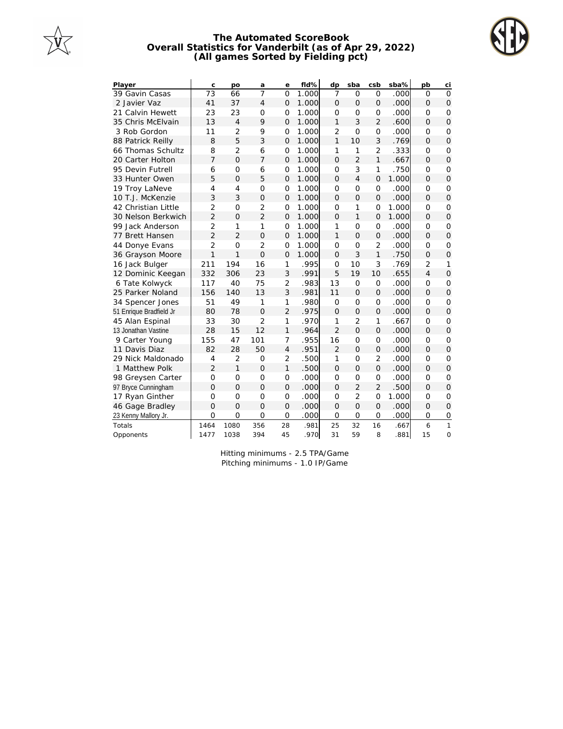# The Automated ScoreBook
## Overall Statistics for Vanderbilt (as of Apr 29, 2022)
### (All games Sorted by Fielding pct)

| Player | c | po | a | e | fld% | dp | sba | csb | sba% | pb | ci |
|---|---|---|---|---|---|---|---|---|---|---|---|
| 39 Gavin Casas | 73 | 66 | 7 | 0 | 1.000 | 7 | 0 | 0 | .000 | 0 | 0 |
| 2 Javier Vaz | 41 | 37 | 4 | 0 | 1.000 | 0 | 0 | 0 | .000 | 0 | 0 |
| 21 Calvin Hewett | 23 | 23 | 0 | 0 | 1.000 | 0 | 0 | 0 | .000 | 0 | 0 |
| 35 Chris McElvain | 13 | 4 | 9 | 0 | 1.000 | 1 | 3 | 2 | .600 | 0 | 0 |
| 3 Rob Gordon | 11 | 2 | 9 | 0 | 1.000 | 2 | 0 | 0 | .000 | 0 | 0 |
| 88 Patrick Reilly | 8 | 5 | 3 | 0 | 1.000 | 1 | 10 | 3 | .769 | 0 | 0 |
| 66 Thomas Schultz | 8 | 2 | 6 | 0 | 1.000 | 1 | 1 | 2 | .333 | 0 | 0 |
| 20 Carter Holton | 7 | 0 | 7 | 0 | 1.000 | 0 | 2 | 1 | .667 | 0 | 0 |
| 95 Devin Futrell | 6 | 0 | 6 | 0 | 1.000 | 0 | 3 | 1 | .750 | 0 | 0 |
| 33 Hunter Owen | 5 | 0 | 5 | 0 | 1.000 | 0 | 4 | 0 | 1.000 | 0 | 0 |
| 19 Troy LaNeve | 4 | 4 | 0 | 0 | 1.000 | 0 | 0 | 0 | .000 | 0 | 0 |
| 10 T.J. McKenzie | 3 | 3 | 0 | 0 | 1.000 | 0 | 0 | 0 | .000 | 0 | 0 |
| 42 Christian Little | 2 | 0 | 2 | 0 | 1.000 | 0 | 1 | 0 | 1.000 | 0 | 0 |
| 30 Nelson Berkwich | 2 | 0 | 2 | 0 | 1.000 | 0 | 1 | 0 | 1.000 | 0 | 0 |
| 99 Jack Anderson | 2 | 1 | 1 | 0 | 1.000 | 1 | 0 | 0 | .000 | 0 | 0 |
| 77 Brett Hansen | 2 | 2 | 0 | 0 | 1.000 | 1 | 0 | 0 | .000 | 0 | 0 |
| 44 Donye Evans | 2 | 0 | 2 | 0 | 1.000 | 0 | 0 | 2 | .000 | 0 | 0 |
| 36 Grayson Moore | 1 | 1 | 0 | 0 | 1.000 | 0 | 3 | 1 | .750 | 0 | 0 |
| 16 Jack Bulger | 211 | 194 | 16 | 1 | .995 | 0 | 10 | 3 | .769 | 2 | 1 |
| 12 Dominic Keegan | 332 | 306 | 23 | 3 | .991 | 5 | 19 | 10 | .655 | 4 | 0 |
| 6 Tate Kolwyck | 117 | 40 | 75 | 2 | .983 | 13 | 0 | 0 | .000 | 0 | 0 |
| 25 Parker Noland | 156 | 140 | 13 | 3 | .981 | 11 | 0 | 0 | .000 | 0 | 0 |
| 34 Spencer Jones | 51 | 49 | 1 | 1 | .980 | 0 | 0 | 0 | .000 | 0 | 0 |
| 51 Enrique Bradfield Jr | 80 | 78 | 0 | 2 | .975 | 0 | 0 | 0 | .000 | 0 | 0 |
| 45 Alan Espinal | 33 | 30 | 2 | 1 | .970 | 1 | 2 | 1 | .667 | 0 | 0 |
| 13 Jonathan Vastine | 28 | 15 | 12 | 1 | .964 | 2 | 0 | 0 | .000 | 0 | 0 |
| 9 Carter Young | 155 | 47 | 101 | 7 | .955 | 16 | 0 | 0 | .000 | 0 | 0 |
| 11 Davis Diaz | 82 | 28 | 50 | 4 | .951 | 2 | 0 | 0 | .000 | 0 | 0 |
| 29 Nick Maldonado | 4 | 2 | 0 | 2 | .500 | 1 | 0 | 2 | .000 | 0 | 0 |
| 1 Matthew Polk | 2 | 1 | 0 | 1 | .500 | 0 | 0 | 0 | .000 | 0 | 0 |
| 98 Greysen Carter | 0 | 0 | 0 | 0 | .000 | 0 | 0 | 0 | .000 | 0 | 0 |
| 97 Bryce Cunningham | 0 | 0 | 0 | 0 | .000 | 0 | 2 | 2 | .500 | 0 | 0 |
| 17 Ryan Ginther | 0 | 0 | 0 | 0 | .000 | 0 | 2 | 0 | 1.000 | 0 | 0 |
| 46 Gage Bradley | 0 | 0 | 0 | 0 | .000 | 0 | 0 | 0 | .000 | 0 | 0 |
| 23 Kenny Mallory Jr. | 0 | 0 | 0 | 0 | .000 | 0 | 0 | 0 | .000 | 0 | 0 |
| Totals | 1464 | 1080 | 356 | 28 | .981 | 25 | 32 | 16 | .667 | 6 | 1 |
| Opponents | 1477 | 1038 | 394 | 45 | .970 | 31 | 59 | 8 | .881 | 15 | 0 |

Hitting minimums - 2.5 TPA/Game
Pitching minimums - 1.0 IP/Game